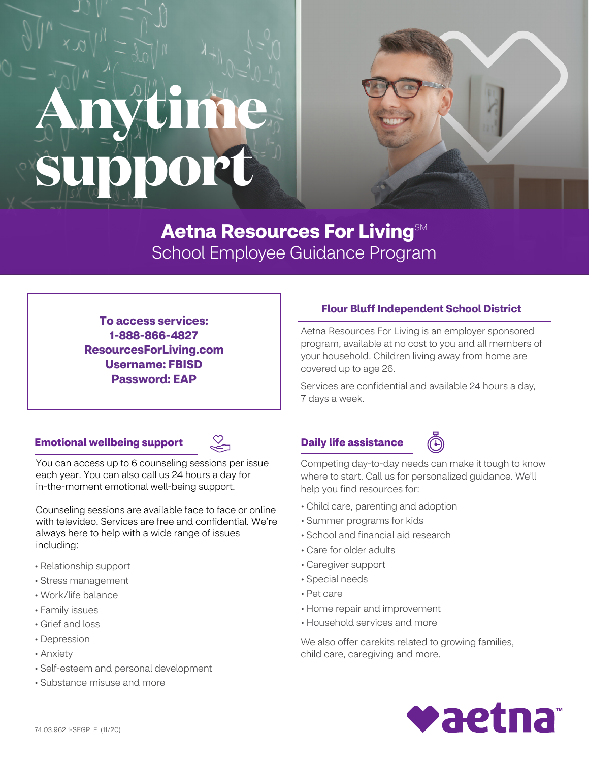# Anytime support

## Aetna Resources For Living[SM]

School Employee Guidance Program

**To access services:**
**1-888-866-4827**
**ResourcesForLiving.com**
**Username: FBISD**
**Password: EAP**

### Flour Bluff Independent School District

Aetna Resources For Living is an employer sponsored program, available at no cost to you and all members of your household. Children living away from home are covered up to age 26.

Services are confidential and available 24 hours a day, 7 days a week.

### Emotional wellbeing support

You can access up to 6 counseling sessions per issue each year. You can also call us 24 hours a day for in-the-moment emotional well-being support.

Counseling sessions are available face to face or online with televideo. Services are free and confidential. We're always here to help with a wide range of issues including:

- Relationship support
- Stress management
- Work/life balance
- Family issues
- Grief and loss
- Depression
- Anxiety
- Self-esteem and personal development
- Substance misuse and more

### Daily life assistance

Competing day-to-day needs can make it tough to know where to start. Call us for personalized guidance. We'll help you find resources for:

- Child care, parenting and adoption
- Summer programs for kids
- School and financial aid research
- Care for older adults
- Caregiver support
- Special needs
- Pet care
- Home repair and improvement
- Household services and more

We also offer carekits related to growing families, child care, caregiving and more.

74.03.962.1-SEGP E (11/20)

aetna™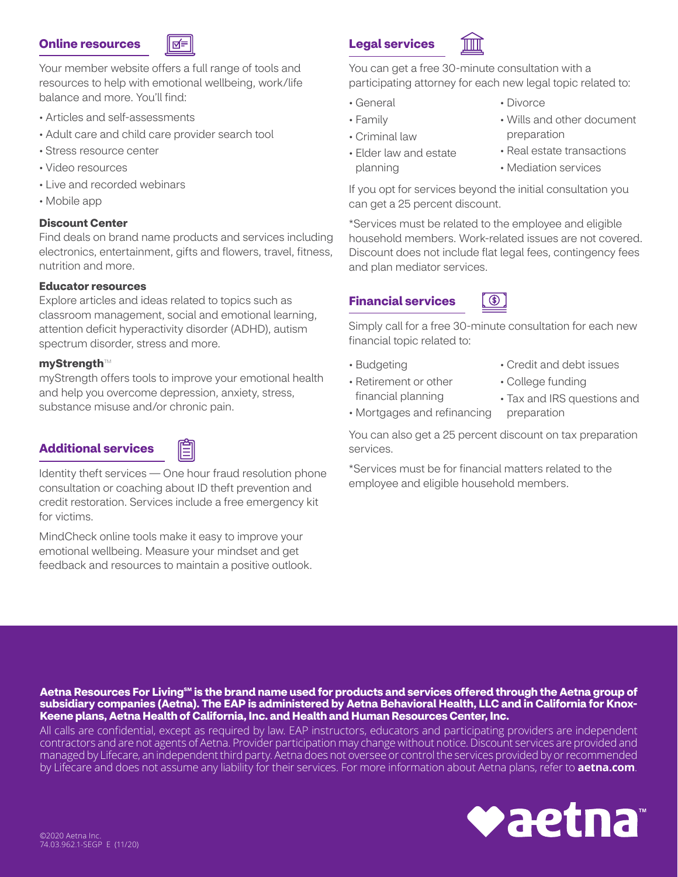## Online resources

Your member website offers a full range of tools and resources to help with emotional wellbeing, work/life balance and more. You'll find:

- Articles and self-assessments
- Adult care and child care provider search tool
- Stress resource center
- Video resources
- Live and recorded webinars
- Mobile app

**Discount Center**
Find deals on brand name products and services including electronics, entertainment, gifts and flowers, travel, fitness, nutrition and more.

**Educator resources**
Explore articles and ideas related to topics such as classroom management, social and emotional learning, attention deficit hyperactivity disorder (ADHD), autism spectrum disorder, stress and more.

**myStrength**™
myStrength offers tools to improve your emotional health and help you overcome depression, anxiety, stress, substance misuse and/or chronic pain.

## Additional services

Identity theft services — One hour fraud resolution phone consultation or coaching about ID theft prevention and credit restoration. Services include a free emergency kit for victims.

MindCheck online tools make it easy to improve your emotional wellbeing. Measure your mindset and get feedback and resources to maintain a positive outlook.

## Legal services

You can get a free 30-minute consultation with a participating attorney for each new legal topic related to:

- General
- Family
- Criminal law
- Elder law and estate planning
- Divorce
- Wills and other document preparation
- Real estate transactions
- Mediation services

If you opt for services beyond the initial consultation you can get a 25 percent discount.

*Services must be related to the employee and eligible household members. Work-related issues are not covered. Discount does not include flat legal fees, contingency fees and plan mediator services.

## Financial services

Simply call for a free 30-minute consultation for each new financial topic related to:

- Budgeting
- Retirement or other financial planning
- Mortgages and refinancing
- Credit and debt issues
- College funding
- Tax and IRS questions and preparation

You can also get a 25 percent discount on tax preparation services.

*Services must be for financial matters related to the employee and eligible household members.

**Aetna Resources For Living℠ is the brand name used for products and services offered through the Aetna group of subsidiary companies (Aetna). The EAP is administered by Aetna Behavioral Health, LLC and in California for Knox-Keene plans, Aetna Health of California, Inc. and Health and Human Resources Center, Inc.**

All calls are confidential, except as required by law. EAP instructors, educators and participating providers are independent contractors and are not agents of Aetna. Provider participation may change without notice. Discount services are provided and managed by Lifecare, an independent third party. Aetna does not oversee or control the services provided by or recommended by Lifecare and does not assume any liability for their services. For more information about Aetna plans, refer to **aetna.com**.

aetna™

©2020 Aetna Inc.
74.03.962.1-SEGP E (11/20)